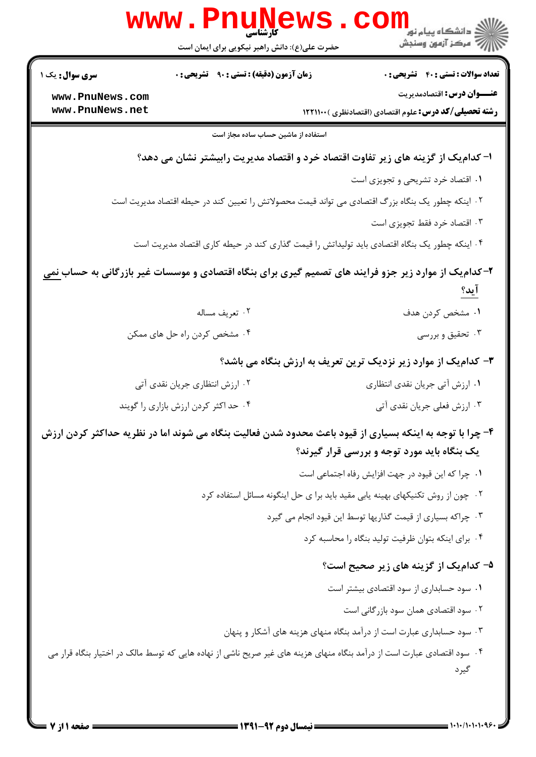کارشناسی

حضرت علی(ع): دانش راهبر نیکویی برای ایمان است

دانشگاه پیام نور
مرکز آزمون وسنجش

**سری سوال:** یک ۱

**زمان آزمون (دقیقه) : تستی : ۹۰ تشریحی : ۰**

**تعداد سوالات : تستی : ۴۰ تشریحی : ۰**

**عنـــوان درس:** اقتصادمدیریت

**رشته تحصیلی/کد درس:** علوم اقتصادی (اقتصادنظری )۱۲۲۱۱۰۰

استفاده از ماشین حساب ساده مجاز است

**۱- کدام‌یک از گزینه های زیر تفاوت اقتصاد خرد و اقتصاد مدیریت رابیشتر نشان می دهد؟**

۱. اقتصاد خرد تشریحی و تجویزی است

۲. اینکه چطور یک بنگاه بزرگ اقتصادی می تواند قیمت محصولاتش را تعیین کند در حیطه اقتصاد مدیریت است

۳. اقتصاد خرد فقط تجویزی است

۴. اینکه چطور یک بنگاه اقتصادی باید تولیداتش را قیمت گذاری کند در حیطه کاری اقتصاد مدیریت است

**۲-کدام‌یک از موارد زیر جزو فرایند های تصمیم گیری برای بنگاه اقتصادی و موسسات غیر بازرگانی به حساب نمی آید؟**

۱. مشخص کردن هدف

۲. تعریف مساله

۳. تحقیق و بررسی

۴. مشخص کردن راه حل های ممکن

**۳- کدام‌یک از موارد زیر نزدیک ترین تعریف به ارزش بنگاه می باشد؟**

۱. ارزش آتی جریان نقدی انتظاری

۲. ارزش انتظاری جریان نقدی آتی

۳. ارزش فعلی جریان نقدی آتی

۴. حد اکثر کردن ارزش بازاری را گویند

**۴- چرا با توجه به اینکه بسیاری از قیود باعث محدود شدن فعالیت بنگاه می شوند اما در نظریه حداکثر کردن ارزش یک بنگاه باید مورد توجه و بررسی قرار گیرند؟**

۱. چرا که این قیود در جهت افزایش رفاه اجتماعی است

۲. چون از روش تکنیکهای بهینه یابی مقید باید برا ی حل اینگونه مسائل استفاده کرد

۳. چراکه بسیاری از قیمت گذاریها توسط این قیود انجام می گیرد

۴. برای اینکه بتوان ظرفیت تولید بنگاه را محاسبه کرد

**۵- کدام‌یک از گزینه های زیر صحیح است؟**

۱. سود حسابداری از سود اقتصادی بیشتر است

۲. سود اقتصادی همان سود بازرگانی است

۳. سود حسابداری عبارت است از درآمد بنگاه منهای هزینه های آشکار و پنهان

۴. سود اقتصادی عبارت است از درآمد بنگاه منهای هزینه های غیر صریح ناشی از نهاده هایی که توسط مالک در اختیار بنگاه قرار می گیرد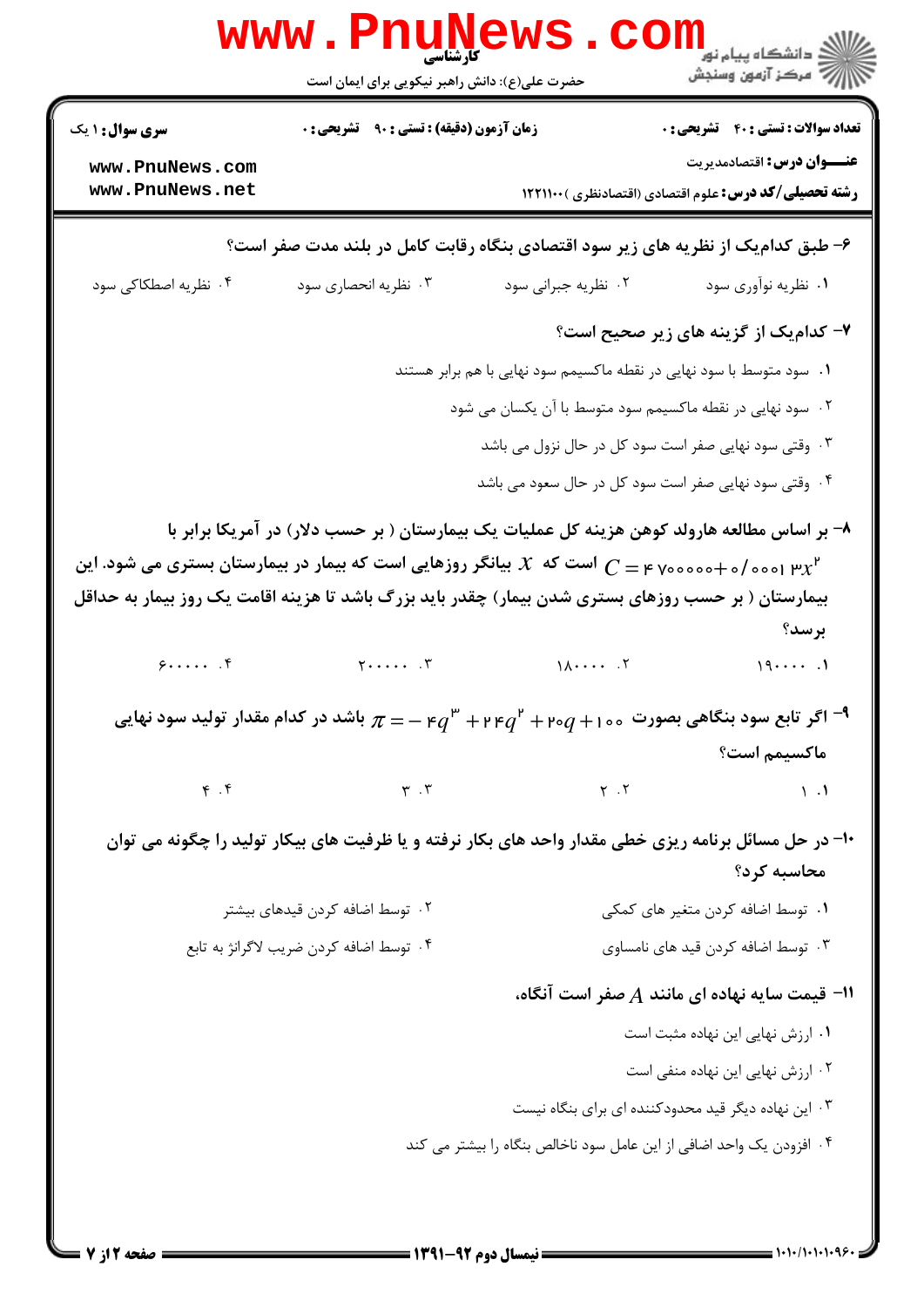۶- طبق کدام‌یک از نظریه های زیر سود اقتصادی بنگاه رقابت کامل در بلند مدت صفر است؟

۱. نظریه نوآوری سود
۲. نظریه جبرانی سود
۳. نظریه انحصاری سود
۴. نظریه اصطکاکی سود

۷- کدام‌یک از گزینه های زیر صحیح است؟

۱. سود متوسط با سود نهایی در نقطه ماکسیمم سود نهایی با هم برابر هستند
۲. سود نهایی در نقطه ماکسیمم سود متوسط با آن یکسان می شود
۳. وقتی سود نهایی صفر است سود کل در حال نزول می باشد
۴. وقتی سود نهایی صفر است سود کل در حال سعود می باشد

۸- بر اساس مطالعه هارولد کوهن هزینه کل عملیات یک بیمارستان ( بر حسب دلار) در آمریکا برابر با $C = 4700000 + 0/00013x^2$ است که $x$ بیانگر روزهایی است که بیمار در بیمارستان بستری می شود. این بیمارستان ( بر حسب روزهای بستری شدن بیمار) چقدر باید بزرگ باشد تا هزینه اقامت یک روز بیمار به حداقل برسد؟

۱. ۱۹۰۰۰۰
۲. ۱۸۰۰۰۰
۳. ۲۰۰۰۰۰
۴. ۶۰۰۰۰۰

۹- اگر تابع سود بنگاهی بصورت $\pi = -4q^3 + 24q^2 + 20q + 100$ باشد در کدام مقدار تولید سود نهایی ماکسیمم است؟

۱. ۱
۲. ۲
۳. ۳
۴. ۴

۱۰- در حل مسائل برنامه ریزی خطی مقدار واحد های بکار نرفته و یا ظرفیت های بیکار تولید را چگونه می توان محاسبه کرد؟

۱. توسط اضافه کردن متغیر های کمکی
۲. توسط اضافه کردن قیدهای بیشتر
۳. توسط اضافه کردن قید های نامساوی
۴. توسط اضافه کردن ضریب لاگرانژ به تابع

۱۱- قیمت سایه نهاده ای مانند $A$ صفر است آنگاه،

۱. ارزش نهایی این نهاده مثبت است
۲. ارزش نهایی این نهاده منفی است
۳. این نهاده دیگر قید محدودکننده ای برای بنگاه نیست
۴. افزودن یک واحد اضافی از این عامل سود ناخالص بنگاه را بیشتر می کند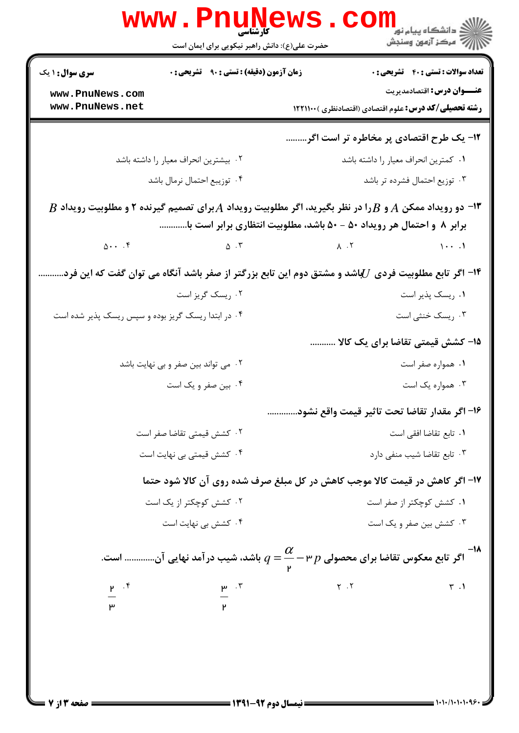۱۲- یک طرح اقتصادی پر مخاطره تر است اگر.........

۱. کمترین انحراف معیار را داشته باشد

۲. بیشترین انحراف معیار را داشته باشد

۳. توزیع احتمال فشرده تر باشد

۴. توزیع احتمال نرمال باشد

۱۳- دو رویداد ممکن $A$ و $B$ را در نظر بگیرید، اگر مطلوبیت رویداد $A$ برای تصمیم گیرنده ۲ و مطلوبیت رویداد $B$ برابر ۸ و احتمال هر رویداد ۵۰ - ۵۰ باشد، مطلوبیت انتظاری برابر است با............

۱. ۱۰۰

۲. ۸

۳. ۵

۴. ۵۰۰

۱۴- اگر تابع مطلوبیت فردی $U$ باشد و مشتق دوم این تابع بزرگتر از صفر باشد آنگاه می توان گفت که این فرد...........

۱. ریسک پذیر است

۲. ریسک گریز است

۳. ریسک خنثی است

۴. در ابتدا ریسک گریز بوده و سپس ریسک پذیر شده است

۱۵- کشش قیمتی تقاضا برای یک کالا ..........

۱. همواره صفر است

۲. می تواند بین صفر و بی نهایت باشد

۳. همواره یک است

۴. بین صفر و یک است

۱۶- اگر مقدار تقاضا تحت تاثیر قیمت واقع نشود.............

۱. تابع تقاضا افقی است

۲. کشش قیمتی تقاضا صفر است

۳. تابع تقاضا شیب منفی دارد

۴. کشش قیمتی بی نهایت است

۱۷- اگر کاهش در قیمت کالا موجب کاهش در کل مبلغ صرف شده روی آن کالا شود حتما

۱. کشش کوچکتر از صفر است

۲. کشش کوچکتر از یک است

۳. کشش بین صفر و یک است

۴. کشش بی نهایت است

۱۸- اگر تابع معکوس تقاضا برای محصولی $q = \frac{\alpha}{۲} - ۳p$ باشد، شیب درآمد نهایی آن............ است.

۱. ۳

۲. ۲

۳. $\frac{۳}{۲}$

۴. $\frac{۲}{۳}$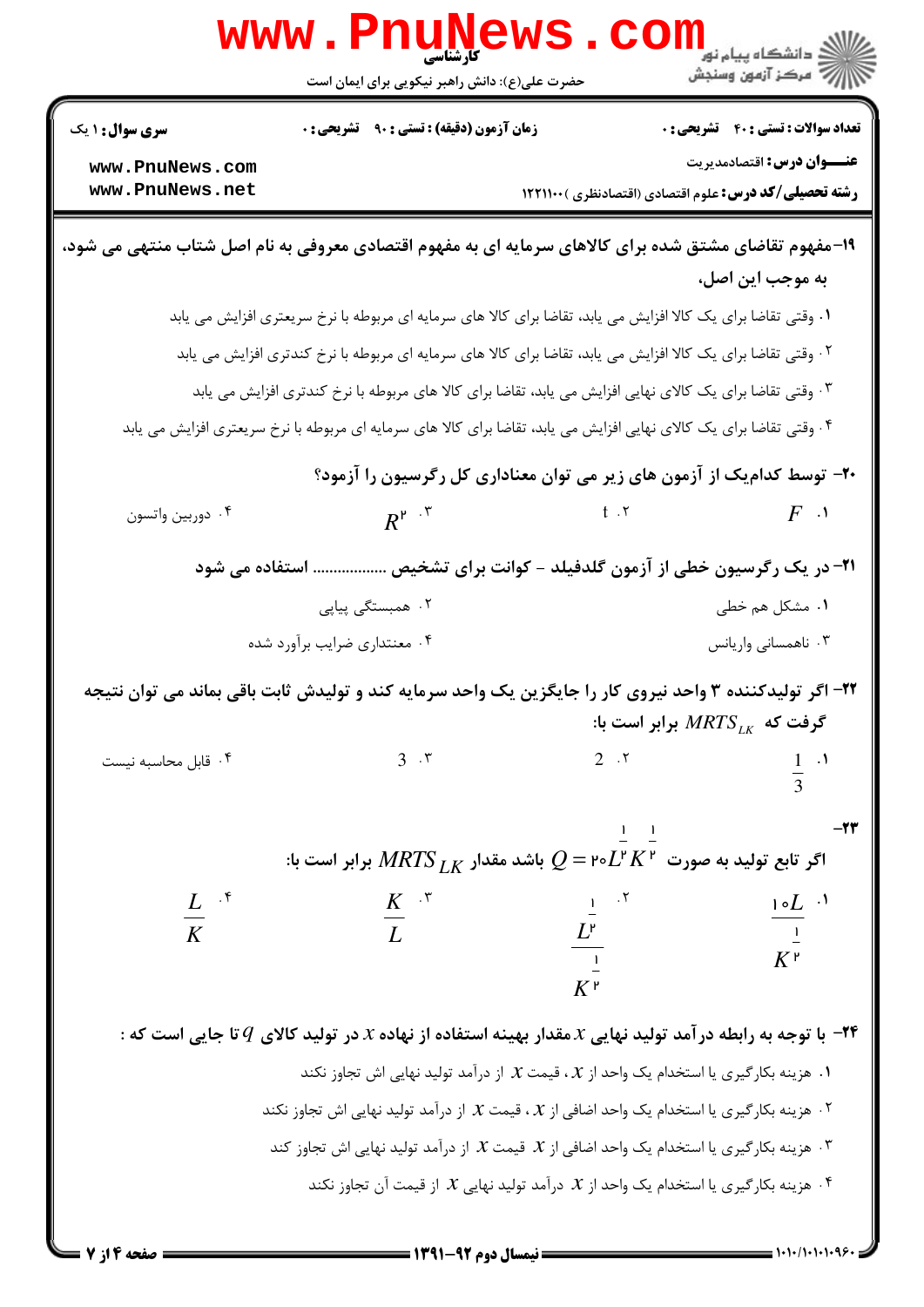۱۹- مفهوم تقاضای مشتق شده برای کالاهای سرمایه ای به مفهوم اقتصادی معروفی به نام اصل شتاب منتهی می شود، به موجب این اصل،

۱. وقتی تقاضا برای یک کالا افزایش می یابد، تقاضا برای کالا های سرمایه ای مربوطه با نرخ سریعتری افزایش می یابد

۲. وقتی تقاضا برای یک کالا افزایش می یابد، تقاضا برای کالا های سرمایه ای مربوطه با نرخ کندتری افزایش می یابد

۳. وقتی تقاضا برای یک کالای نهایی افزایش می یابد، تقاضا برای کالا های مربوطه با نرخ کندتری افزایش می یابد

۴. وقتی تقاضا برای یک کالای نهایی افزایش می یابد، تقاضا برای کالا های سرمایه ای مربوطه با نرخ سریعتری افزایش می یابد

۲۰- توسط کدام‌یک از آزمون های زیر می توان معناداری کل رگرسیون را آزمود؟

۱. $F$

۲. t

۳. $R^2$

۴. دوربین واتسون

۲۱- در یک رگرسیون خطی از آزمون گلدفیلد - کوانت برای تشخیص .................. استفاده می شود

۱. مشکل هم خطی

۲. همبستگی پیاپی

۳. ناهمسانی واریانس

۴. معنتداری ضرایب برآورد شده

۲۲- اگر تولیدکننده ۳ واحد نیروی کار را جایگزین یک واحد سرمایه کند و تولیدش ثابت باقی بماند می توان نتیجه گرفت که $MRTS_{LK}$ برابر است با:

۱. $\frac{1}{3}$

۲. $2$

۳. $3$

۴. قابل محاسبه نیست

۲۳- اگر تابع تولید به صورت $Q = 20L^{\frac{1}{2}}K^{\frac{1}{2}}$ باشد مقدار $MRTS_{LK}$ برابر است با:

۱. $\frac{10L}{K^{\frac{1}{2}}}$

۲. $\frac{\frac{1}{L^{2}}}{K^{\frac{1}{2}}}$

۳. $\frac{K}{L}$

۴. $\frac{L}{K}$

۲۴- با توجه به رابطه درآمد تولید نهایی $x$ مقدار بهینه استفاده از نهاده $x$ در تولید کالای $q$ تا جایی است که :

۱. هزینه بکارگیری یا استخدام یک واحد از $x$ ، قیمت $x$ از درآمد تولید نهایی اش تجاوز نکند

۲. هزینه بکارگیری یا استخدام یک واحد اضافی از $x$ ، قیمت $x$ از درآمد تولید نهایی اش تجاوز نکند

۳. هزینه بکارگیری یا استخدام یک واحد اضافی از $x$ قیمت $x$ از درآمد تولید نهایی اش تجاوز کند

۴. هزینه بکارگیری یا استخدام یک واحد از $x$ درآمد تولید نهایی $x$ از قیمت آن تجاوز نکند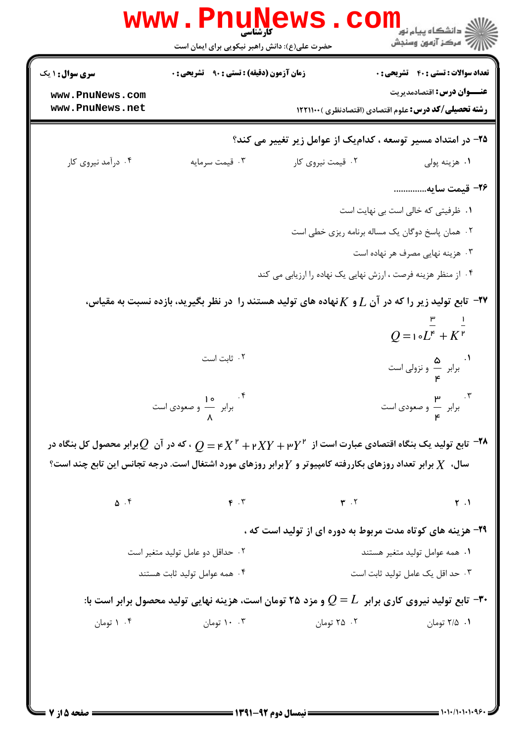**۲۵- در امتداد مسیر توسعه ، کدام‌یک از عوامل زیر تغییر می کند؟**

۱. هزینه پولی

۲. قیمت نیروی کار

۳. قیمت سرمایه

۴. درآمد نیروی کار

**۲۶- قیمت سایه..............**

۱. ظرفیتی که خالی است بی نهایت است

۲. همان پاسخ دوگان یک مساله برنامه ریزی خطی است

۳. هزینه نهایی مصرف هر نهاده است

۴. از منظر هزینه فرصت ، ارزش نهایی یک نهاده را ارزیابی می کند

**۲۷- تابع تولید زیر را که در آن $L$ و $K$ نهاده های تولید هستند را در نظر بگیرید، بازده نسبت به مقیاس،**

$$Q = 10L^{\frac{3}{4}} + K^{\frac{1}{2}}$$

۱. برابر $\frac{5}{4}$ و نزولی است

۲. ثابت است

۳. برابر $\frac{3}{4}$ و صعودی است

۴. برابر $\frac{10}{8}$ و صعودی است

**۲۸- تابع تولید یک بنگاه اقتصادی عبارت است از $Q = 4X^2 + 2XY + 3Y^2$ ، که در آن $Q$ برابر محصول کل بنگاه در سال، $X$ برابر تعداد روزهای بکاررفته کامپیوتر و $Y$ برابر روزهای مورد اشتغال است. درجه تجانس این تابع چند است؟**

۱. ۲

۲. ۳

۳. ۴

۴. ۵

**۲۹- هزینه های کوتاه مدت مربوط به دوره ای از تولید است که ،**

۱. همه عوامل تولید متغیر هستند

۲. حداقل دو عامل تولید متغیر است

۳. حد اقل یک عامل تولید ثابت است

۴. همه عوامل تولید ثابت هستند

**۳۰- تابع تولید نیروی کاری برابر $Q = L$ و مزد ۲۵ تومان است، هزینه نهایی تولید محصول برابر است با:**

۱. ۲/۵ تومان

۲. ۲۵ تومان

۳. ۱۰ تومان

۴. ۱ تومان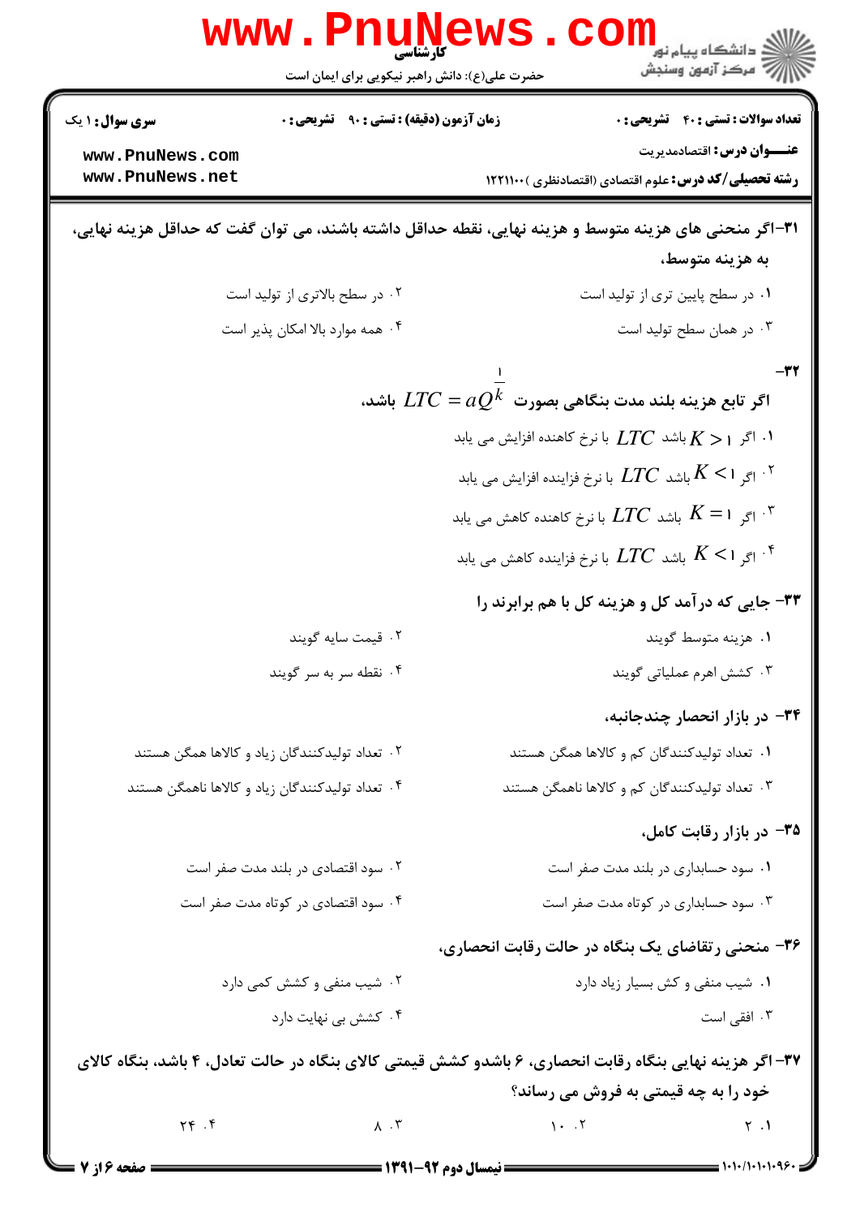**۳۱-اگر منحنی های هزینه متوسط و هزینه نهایی، نقطه حداقل داشته باشند، می توان گفت که حداقل هزینه نهایی، به هزینه متوسط،**

۱. در سطح پایین تری از تولید است

۲. در سطح بالاتری از تولید است

۳. در همان سطح تولید است

۴. همه موارد بالا امکان پذیر است

**۳۲- اگر تابع هزینه بلند مدت بنگاهی بصورت $LTC = aQ^{\frac{1}{k}}$ باشد،**

۱. اگر $K > 1$ باشد $LTC$ با نرخ کاهنده افزایش می یابد

۲. اگر $K < 1$ باشد $LTC$ با نرخ فزاینده افزایش می یابد

۳. اگر $K = 1$ باشد $LTC$ با نرخ کاهنده کاهش می یابد

۴. اگر $K < 1$ باشد $LTC$ با نرخ فزاینده کاهش می یابد

**۳۳- جایی که درآمد کل و هزینه کل با هم برابرند را**

۱. هزینه متوسط گویند

۲. قیمت سایه گویند

۳. کشش اهرم عملیاتی گویند

۴. نقطه سر به سر گویند

**۳۴- در بازار انحصار چندجانبه،**

۱. تعداد تولیدکنندگان کم و کالاها همگن هستند

۲. تعداد تولیدکنندگان زیاد و کالاها همگن هستند

۳. تعداد تولیدکنندگان کم و کالاها ناهمگن هستند

۴. تعداد تولیدکنندگان زیاد و کالاها ناهمگن هستند

**۳۵- در بازار رقابت کامل،**

۱. سود حسابداری در بلند مدت صفر است

۲. سود اقتصادی در بلند مدت صفر است

۳. سود حسابداری در کوتاه مدت صفر است

۴. سود اقتصادی در کوتاه مدت صفر است

**۳۶- منحنی رتقاضای یک بنگاه در حالت رقابت انحصاری،**

۱. شیب منفی و کش بسیار زیاد دارد

۲. شیب منفی و کشش کمی دارد

۳. افقی است

۴. کشش بی نهایت دارد

**۳۷-اگر هزینه نهایی بنگاه رقابت انحصاری، ۶ باشدو کشش قیمتی کالای بنگاه در حالت تعادل، ۴ باشد، بنگاه کالای خود را به چه قیمتی به فروش می رساند؟**

۱. ۲

۲. ۱۰

۳. ۸

۴. ۲۴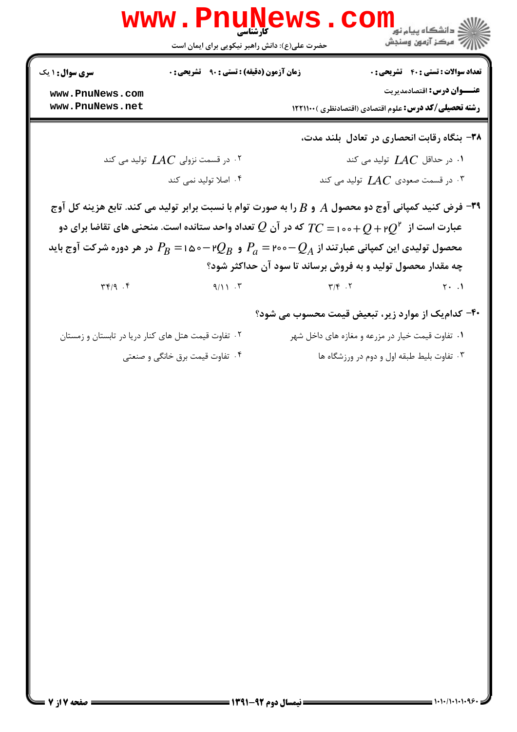۳۸- بنگاه رقابت انحصاری در تعادل بلند مدت،

۱. در حداقل $LAC$ تولید می کند

۲. در قسمت نزولی $LAC$ تولید می کند

۳. در قسمت صعودی $LAC$ تولید می کند

۴. اصلا تولید نمی کند

۳۹- فرض کنید کمپانی آوج دو محصول $A$ و $B$ را به صورت توام با نسبت برابر تولید می کند. تابع هزینه کل آوج عبارت است از $TC = 100 + Q + 2Q^2$ که در آن $Q$ تعداد واحد ستانده است. منحنی های تقاضا برای دو محصول تولیدی این کمپانی عبارتند از $P_a = 200 - Q_A$ و $P_B = 150 - 2Q_B$ در هر دوره شرکت آوج باید چه مقدار محصول تولید و به فروش برساند تا سود آن حداکثر شود؟

۱. ۲۰

۲. ۳/۴

۳. ۹/۱۱

۴. ۳۴/۹

۴۰- کدام‌یک از موارد زیر، تبعیض قیمت محسوب می شود؟

۱. تفاوت قیمت خیار در مزرعه و مغازه های داخل شهر

۲. تفاوت قیمت هتل های کنار دریا در تابستان و زمستان

۳. تفاوت بلیط طبقه اول و دوم در ورزشگاه ها

۴. تفاوت قیمت برق خانگی و صنعتی